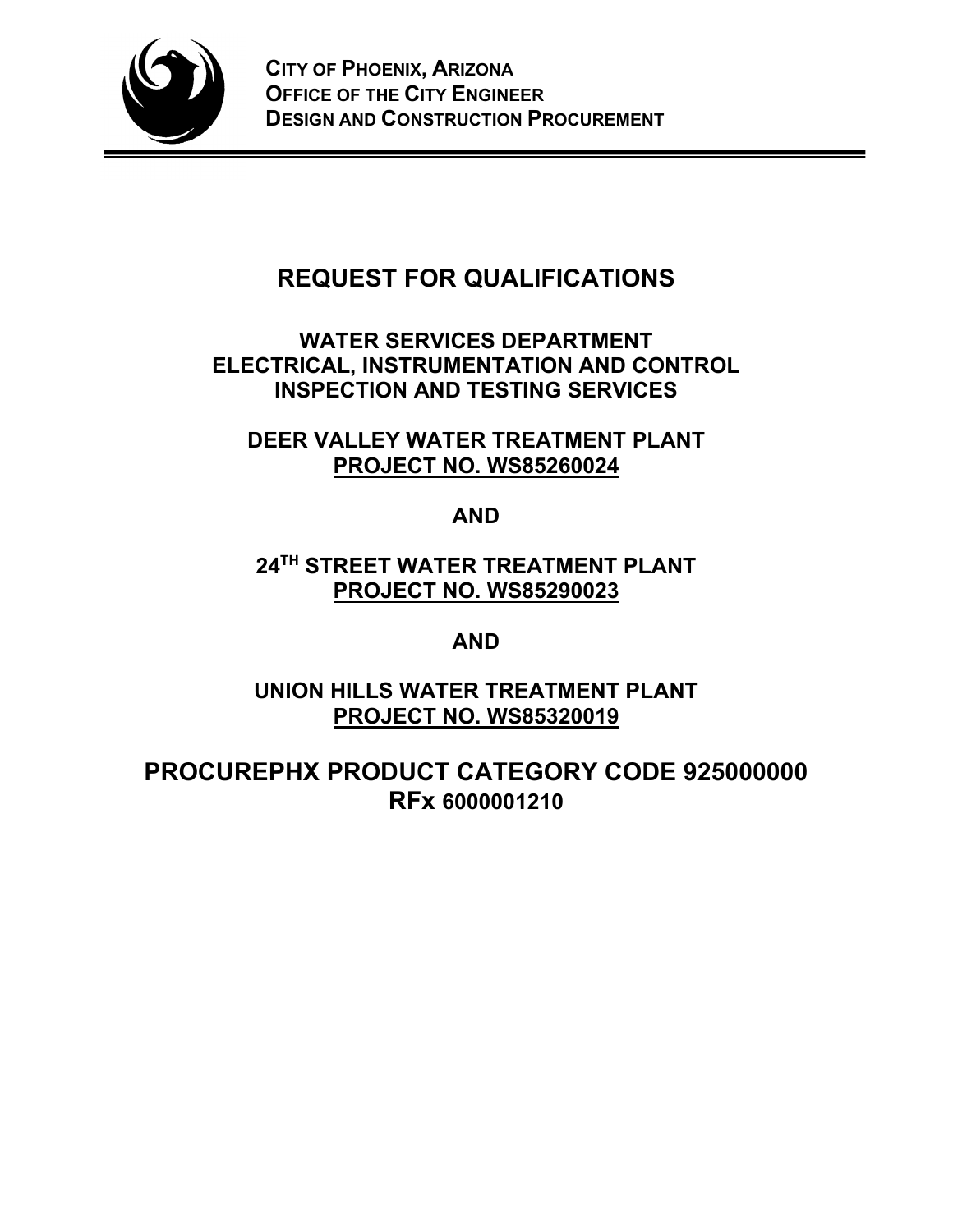**CITY OF PHOENIX, ARIZONA**
**OFFICE OF THE CITY ENGINEER**
**DESIGN AND CONSTRUCTION PROCUREMENT**

# REQUEST FOR QUALIFICATIONS

## WATER SERVICES DEPARTMENT
## ELECTRICAL, INSTRUMENTATION AND CONTROL
## INSPECTION AND TESTING SERVICES

**DEER VALLEY WATER TREATMENT PLANT**
**PROJECT NO. WS85260024**

**AND**

**24TH STREET WATER TREATMENT PLANT**
**PROJECT NO. WS85290023**

**AND**

**UNION HILLS WATER TREATMENT PLANT**
**PROJECT NO. WS85320019**

## PROCUREPHX PRODUCT CATEGORY CODE 925000000
## RFx 6000001210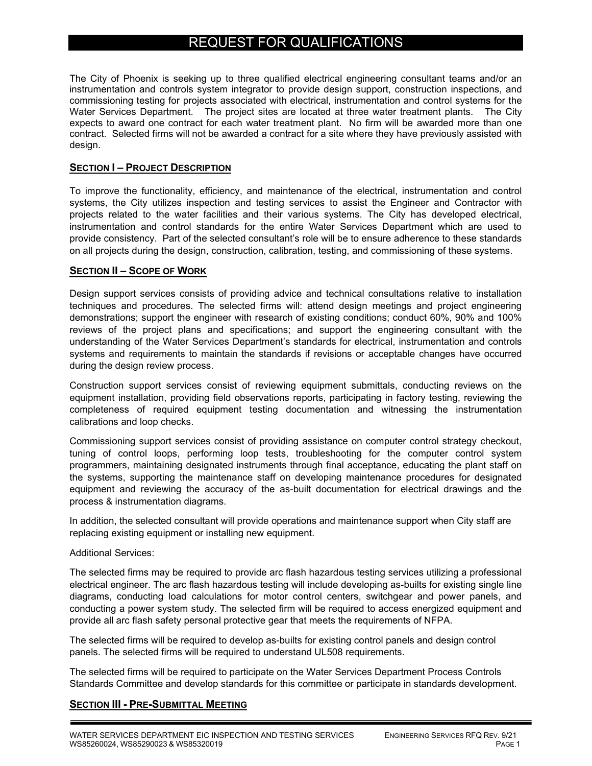# REQUEST FOR QUALIFICATIONS

The City of Phoenix is seeking up to three qualified electrical engineering consultant teams and/or an instrumentation and controls system integrator to provide design support, construction inspections, and commissioning testing for projects associated with electrical, instrumentation and control systems for the Water Services Department. The project sites are located at three water treatment plants. The City expects to award one contract for each water treatment plant. No firm will be awarded more than one contract. Selected firms will not be awarded a contract for a site where they have previously assisted with design.

## SECTION I – PROJECT DESCRIPTION

To improve the functionality, efficiency, and maintenance of the electrical, instrumentation and control systems, the City utilizes inspection and testing services to assist the Engineer and Contractor with projects related to the water facilities and their various systems. The City has developed electrical, instrumentation and control standards for the entire Water Services Department which are used to provide consistency. Part of the selected consultant's role will be to ensure adherence to these standards on all projects during the design, construction, calibration, testing, and commissioning of these systems.

## SECTION II – SCOPE OF WORK

Design support services consists of providing advice and technical consultations relative to installation techniques and procedures. The selected firms will: attend design meetings and project engineering demonstrations; support the engineer with research of existing conditions; conduct 60%, 90% and 100% reviews of the project plans and specifications; and support the engineering consultant with the understanding of the Water Services Department's standards for electrical, instrumentation and controls systems and requirements to maintain the standards if revisions or acceptable changes have occurred during the design review process.

Construction support services consist of reviewing equipment submittals, conducting reviews on the equipment installation, providing field observations reports, participating in factory testing, reviewing the completeness of required equipment testing documentation and witnessing the instrumentation calibrations and loop checks.

Commissioning support services consist of providing assistance on computer control strategy checkout, tuning of control loops, performing loop tests, troubleshooting for the computer control system programmers, maintaining designated instruments through final acceptance, educating the plant staff on the systems, supporting the maintenance staff on developing maintenance procedures for designated equipment and reviewing the accuracy of the as-built documentation for electrical drawings and the process & instrumentation diagrams.

In addition, the selected consultant will provide operations and maintenance support when City staff are replacing existing equipment or installing new equipment.

Additional Services:

The selected firms may be required to provide arc flash hazardous testing services utilizing a professional electrical engineer. The arc flash hazardous testing will include developing as-builts for existing single line diagrams, conducting load calculations for motor control centers, switchgear and power panels, and conducting a power system study. The selected firm will be required to access energized equipment and provide all arc flash safety personal protective gear that meets the requirements of NFPA.

The selected firms will be required to develop as-builts for existing control panels and design control panels. The selected firms will be required to understand UL508 requirements.

The selected firms will be required to participate on the Water Services Department Process Controls Standards Committee and develop standards for this committee or participate in standards development.

## SECTION III - PRE-SUBMITTAL MEETING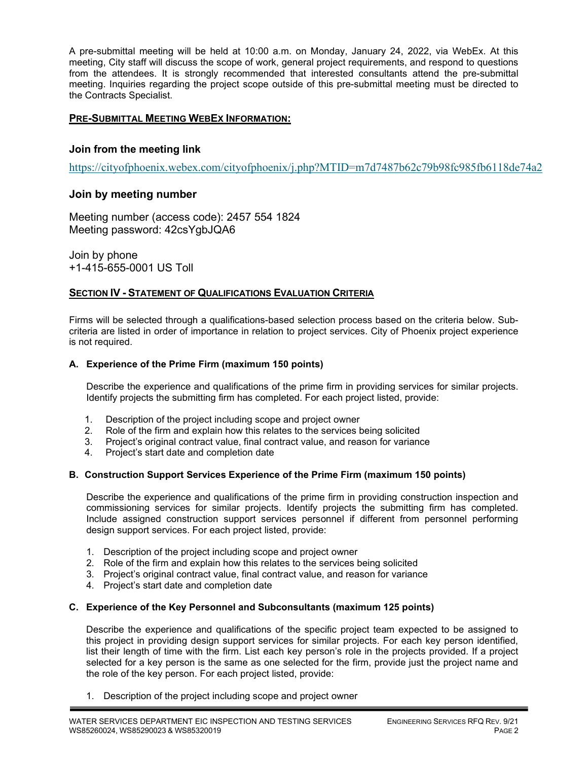A pre-submittal meeting will be held at 10:00 a.m. on Monday, January 24, 2022, via WebEx. At this meeting, City staff will discuss the scope of work, general project requirements, and respond to questions from the attendees. It is strongly recommended that interested consultants attend the pre-submittal meeting. Inquiries regarding the project scope outside of this pre-submittal meeting must be directed to the Contracts Specialist.

**PRE-SUBMITTAL MEETING WEBEX INFORMATION:**

### Join from the meeting link

https://cityofphoenix.webex.com/cityofphoenix/j.php?MTID=m7d7487b62c79b98fc985fb6118de74a2

### Join by meeting number

Meeting number (access code): 2457 554 1824
Meeting password: 42csYgbJQA6

Join by phone
+1-415-655-0001 US Toll

## SECTION IV - STATEMENT OF QUALIFICATIONS EVALUATION CRITERIA

Firms will be selected through a qualifications-based selection process based on the criteria below. Sub-criteria are listed in order of importance in relation to project services. City of Phoenix project experience is not required.

### A. Experience of the Prime Firm (maximum 150 points)

Describe the experience and qualifications of the prime firm in providing services for similar projects. Identify projects the submitting firm has completed. For each project listed, provide:

1. Description of the project including scope and project owner
2. Role of the firm and explain how this relates to the services being solicited
3. Project's original contract value, final contract value, and reason for variance
4. Project's start date and completion date

### B. Construction Support Services Experience of the Prime Firm (maximum 150 points)

Describe the experience and qualifications of the prime firm in providing construction inspection and commissioning services for similar projects. Identify projects the submitting firm has completed. Include assigned construction support services personnel if different from personnel performing design support services. For each project listed, provide:

1. Description of the project including scope and project owner
2. Role of the firm and explain how this relates to the services being solicited
3. Project's original contract value, final contract value, and reason for variance
4. Project's start date and completion date

### C. Experience of the Key Personnel and Subconsultants (maximum 125 points)

Describe the experience and qualifications of the specific project team expected to be assigned to this project in providing design support services for similar projects. For each key person identified, list their length of time with the firm. List each key person's role in the projects provided. If a project selected for a key person is the same as one selected for the firm, provide just the project name and the role of the key person. For each project listed, provide:

1. Description of the project including scope and project owner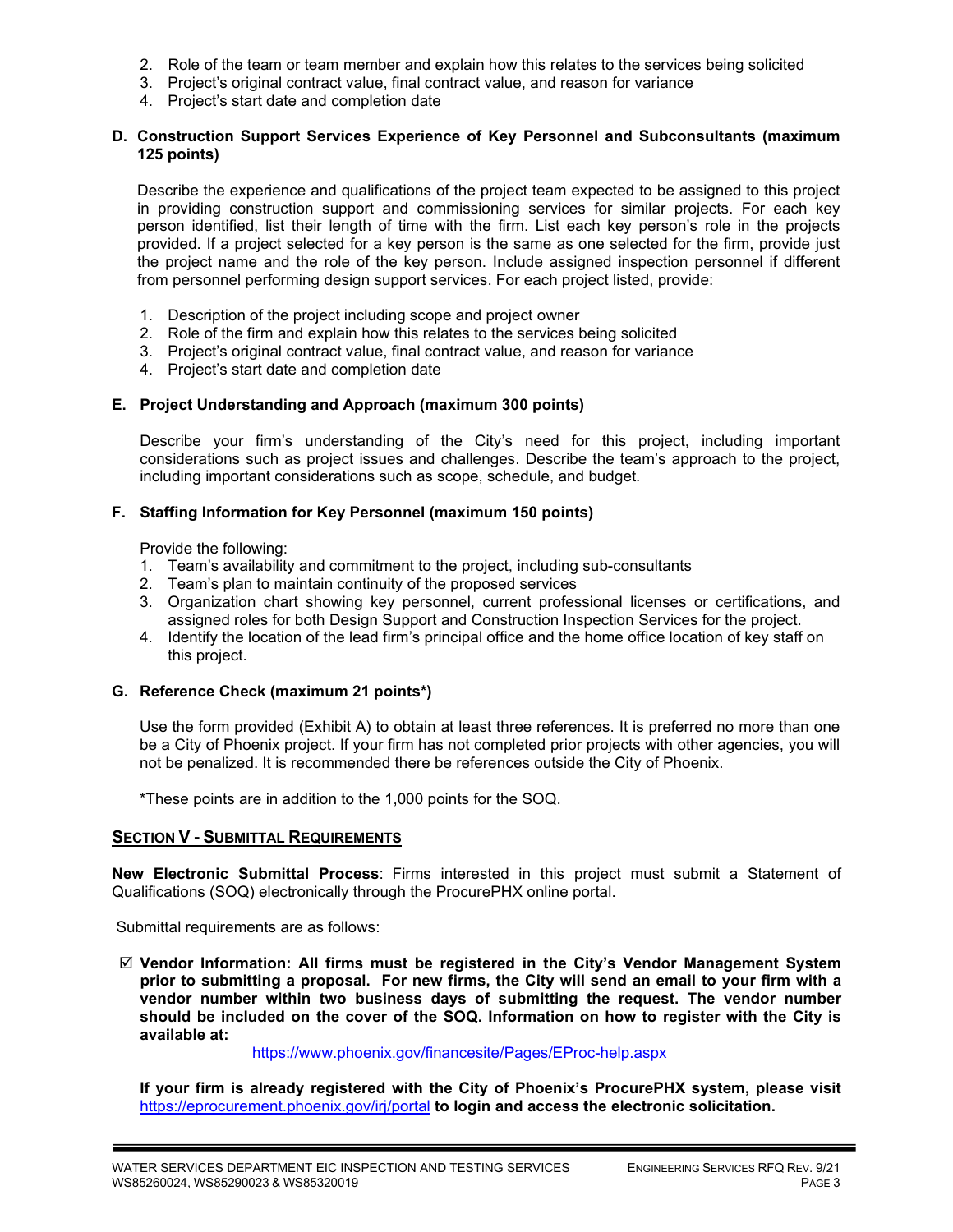2. Role of the team or team member and explain how this relates to the services being solicited
3. Project's original contract value, final contract value, and reason for variance
4. Project's start date and completion date

**D. Construction Support Services Experience of Key Personnel and Subconsultants (maximum 125 points)**

Describe the experience and qualifications of the project team expected to be assigned to this project in providing construction support and commissioning services for similar projects. For each key person identified, list their length of time with the firm. List each key person's role in the projects provided. If a project selected for a key person is the same as one selected for the firm, provide just the project name and the role of the key person. Include assigned inspection personnel if different from personnel performing design support services. For each project listed, provide:

1. Description of the project including scope and project owner
2. Role of the firm and explain how this relates to the services being solicited
3. Project's original contract value, final contract value, and reason for variance
4. Project's start date and completion date

**E. Project Understanding and Approach (maximum 300 points)**

Describe your firm's understanding of the City's need for this project, including important considerations such as project issues and challenges. Describe the team's approach to the project, including important considerations such as scope, schedule, and budget.

**F. Staffing Information for Key Personnel (maximum 150 points)**

Provide the following:

1. Team's availability and commitment to the project, including sub-consultants
2. Team's plan to maintain continuity of the proposed services
3. Organization chart showing key personnel, current professional licenses or certifications, and assigned roles for both Design Support and Construction Inspection Services for the project.
4. Identify the location of the lead firm's principal office and the home office location of key staff on this project.

**G. Reference Check (maximum 21 points*)**

Use the form provided (Exhibit A) to obtain at least three references. It is preferred no more than one be a City of Phoenix project. If your firm has not completed prior projects with other agencies, you will not be penalized. It is recommended there be references outside the City of Phoenix.

*These points are in addition to the 1,000 points for the SOQ.

## SECTION V - SUBMITTAL REQUIREMENTS

**New Electronic Submittal Process**: Firms interested in this project must submit a Statement of Qualifications (SOQ) electronically through the ProcurePHX online portal.

Submittal requirements are as follows:

☑ **Vendor Information: All firms must be registered in the City's Vendor Management System prior to submitting a proposal. For new firms, the City will send an email to your firm with a vendor number within two business days of submitting the request. The vendor number should be included on the cover of the SOQ. Information on how to register with the City is available at:**

https://www.phoenix.gov/financesite/Pages/EProc-help.aspx

**If your firm is already registered with the City of Phoenix's ProcurePHX system, please visit** https://eprocurement.phoenix.gov/irj/portal **to login and access the electronic solicitation.**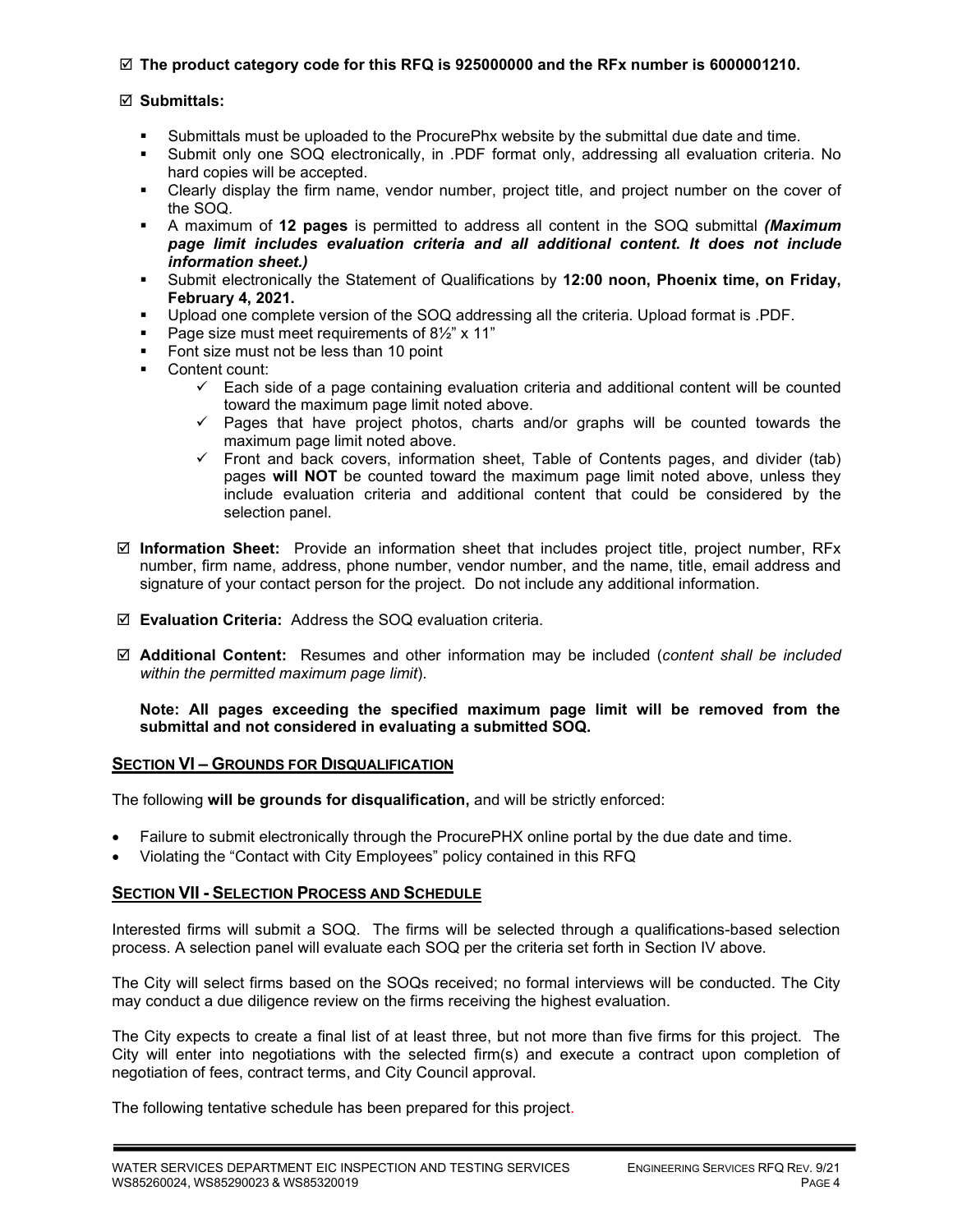☑ **The product category code for this RFQ is 925000000 and the RFx number is 6000001210.**

☑ **Submittals:**

- Submittals must be uploaded to the ProcurePhx website by the submittal due date and time.
- Submit only one SOQ electronically, in .PDF format only, addressing all evaluation criteria. No hard copies will be accepted.
- Clearly display the firm name, vendor number, project title, and project number on the cover of the SOQ.
- A maximum of **12 pages** is permitted to address all content in the SOQ submittal ***(Maximum page limit includes evaluation criteria and all additional content. It does not include information sheet.)***
- Submit electronically the Statement of Qualifications by **12:00 noon, Phoenix time, on Friday, February 4, 2021.**
- Upload one complete version of the SOQ addressing all the criteria. Upload format is .PDF.
- Page size must meet requirements of 8½" x 11"
- Font size must not be less than 10 point
- Content count:
  - ✓ Each side of a page containing evaluation criteria and additional content will be counted toward the maximum page limit noted above.
  - ✓ Pages that have project photos, charts and/or graphs will be counted towards the maximum page limit noted above.
  - ✓ Front and back covers, information sheet, Table of Contents pages, and divider (tab) pages **will NOT** be counted toward the maximum page limit noted above, unless they include evaluation criteria and additional content that could be considered by the selection panel.

☑ **Information Sheet:** Provide an information sheet that includes project title, project number, RFx number, firm name, address, phone number, vendor number, and the name, title, email address and signature of your contact person for the project. Do not include any additional information.

☑ **Evaluation Criteria:** Address the SOQ evaluation criteria.

☑ **Additional Content:** Resumes and other information may be included (*content shall be included within the permitted maximum page limit*).

**Note: All pages exceeding the specified maximum page limit will be removed from the submittal and not considered in evaluating a submitted SOQ.**

## SECTION VI – GROUNDS FOR DISQUALIFICATION

The following **will be grounds for disqualification,** and will be strictly enforced:

- Failure to submit electronically through the ProcurePHX online portal by the due date and time.
- Violating the "Contact with City Employees" policy contained in this RFQ

## SECTION VII - SELECTION PROCESS AND SCHEDULE

Interested firms will submit a SOQ. The firms will be selected through a qualifications-based selection process. A selection panel will evaluate each SOQ per the criteria set forth in Section IV above.

The City will select firms based on the SOQs received; no formal interviews will be conducted. The City may conduct a due diligence review on the firms receiving the highest evaluation.

The City expects to create a final list of at least three, but not more than five firms for this project. The City will enter into negotiations with the selected firm(s) and execute a contract upon completion of negotiation of fees, contract terms, and City Council approval.

The following tentative schedule has been prepared for this project.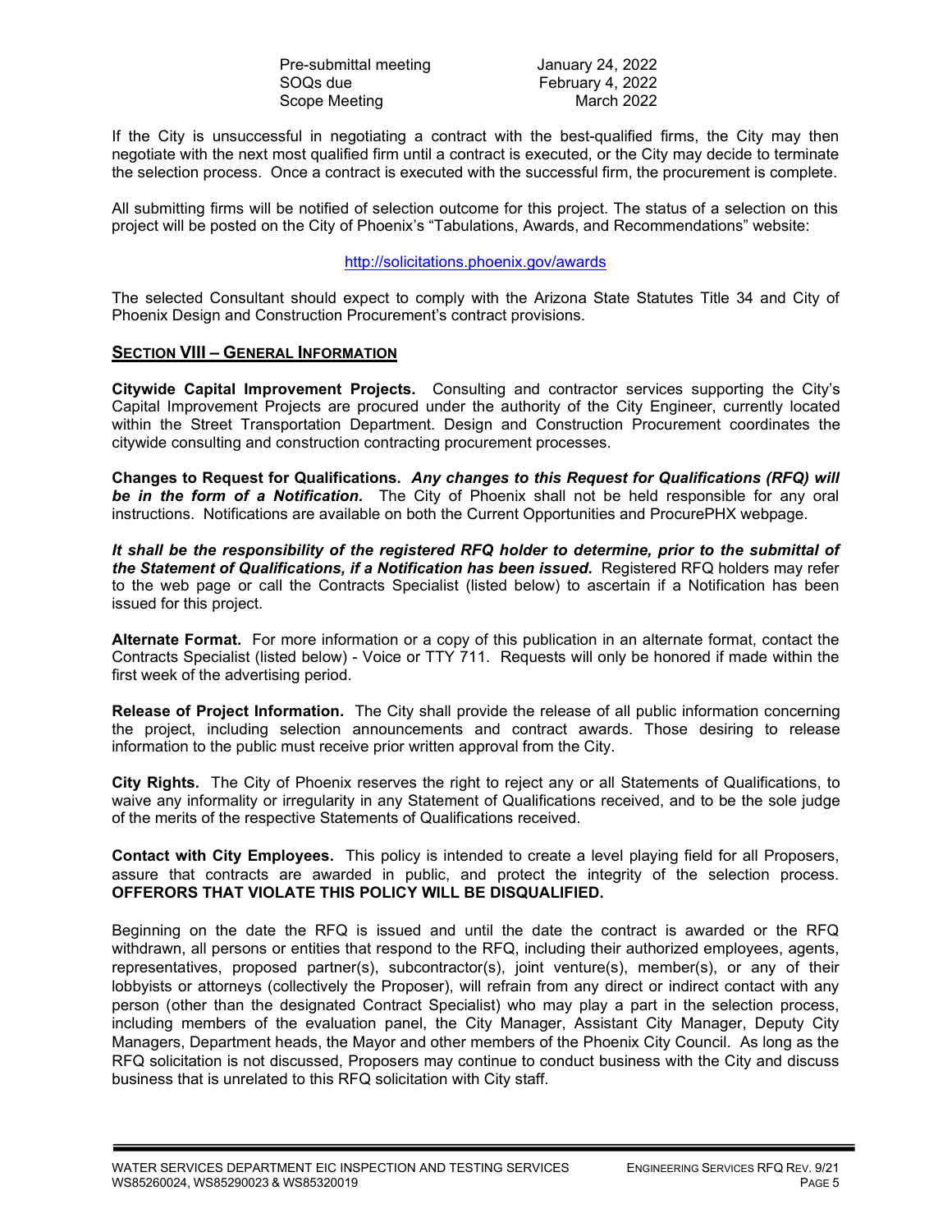| | |
|---|---|
| Pre-submittal meeting | January 24, 2022 |
| SOQs due | February 4, 2022 |
| Scope Meeting | March 2022 |

If the City is unsuccessful in negotiating a contract with the best-qualified firms, the City may then negotiate with the next most qualified firm until a contract is executed, or the City may decide to terminate the selection process. Once a contract is executed with the successful firm, the procurement is complete.

All submitting firms will be notified of selection outcome for this project. The status of a selection on this project will be posted on the City of Phoenix's "Tabulations, Awards, and Recommendations" website:

http://solicitations.phoenix.gov/awards

The selected Consultant should expect to comply with the Arizona State Statutes Title 34 and City of Phoenix Design and Construction Procurement's contract provisions.

## SECTION VIII – GENERAL INFORMATION

**Citywide Capital Improvement Projects.** Consulting and contractor services supporting the City's Capital Improvement Projects are procured under the authority of the City Engineer, currently located within the Street Transportation Department. Design and Construction Procurement coordinates the citywide consulting and construction contracting procurement processes.

**Changes to Request for Qualifications.** ***Any changes to this Request for Qualifications (RFQ) will be in the form of a Notification.*** The City of Phoenix shall not be held responsible for any oral instructions. Notifications are available on both the Current Opportunities and ProcurePHX webpage.

***It shall be the responsibility of the registered RFQ holder to determine, prior to the submittal of the Statement of Qualifications, if a Notification has been issued.*** Registered RFQ holders may refer to the web page or call the Contracts Specialist (listed below) to ascertain if a Notification has been issued for this project.

**Alternate Format.** For more information or a copy of this publication in an alternate format, contact the Contracts Specialist (listed below) - Voice or TTY 711. Requests will only be honored if made within the first week of the advertising period.

**Release of Project Information.** The City shall provide the release of all public information concerning the project, including selection announcements and contract awards. Those desiring to release information to the public must receive prior written approval from the City.

**City Rights.** The City of Phoenix reserves the right to reject any or all Statements of Qualifications, to waive any informality or irregularity in any Statement of Qualifications received, and to be the sole judge of the merits of the respective Statements of Qualifications received.

**Contact with City Employees.** This policy is intended to create a level playing field for all Proposers, assure that contracts are awarded in public, and protect the integrity of the selection process. **OFFERORS THAT VIOLATE THIS POLICY WILL BE DISQUALIFIED.**

Beginning on the date the RFQ is issued and until the date the contract is awarded or the RFQ withdrawn, all persons or entities that respond to the RFQ, including their authorized employees, agents, representatives, proposed partner(s), subcontractor(s), joint venture(s), member(s), or any of their lobbyists or attorneys (collectively the Proposer), will refrain from any direct or indirect contact with any person (other than the designated Contract Specialist) who may play a part in the selection process, including members of the evaluation panel, the City Manager, Assistant City Manager, Deputy City Managers, Department heads, the Mayor and other members of the Phoenix City Council. As long as the RFQ solicitation is not discussed, Proposers may continue to conduct business with the City and discuss business that is unrelated to this RFQ solicitation with City staff.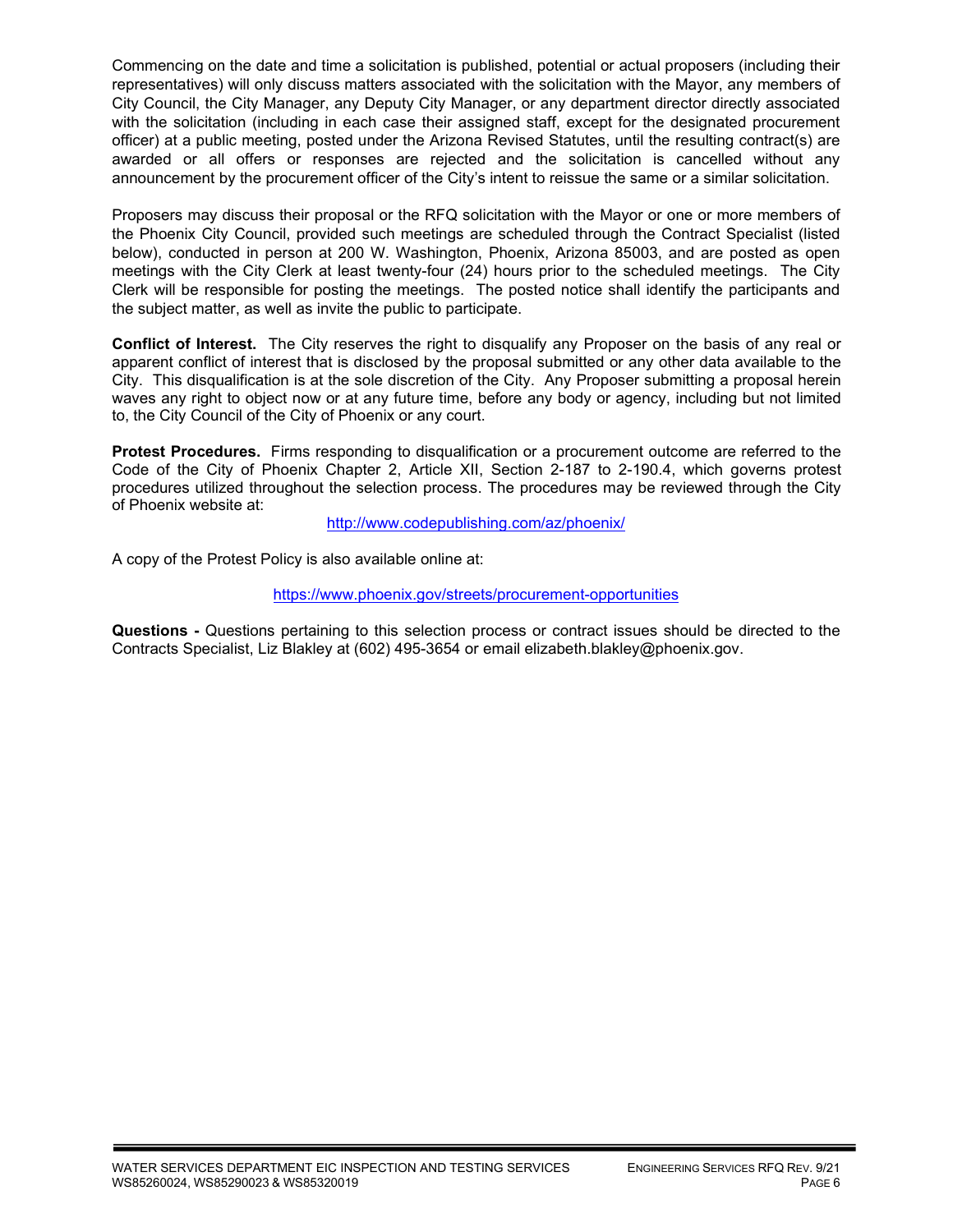Commencing on the date and time a solicitation is published, potential or actual proposers (including their representatives) will only discuss matters associated with the solicitation with the Mayor, any members of City Council, the City Manager, any Deputy City Manager, or any department director directly associated with the solicitation (including in each case their assigned staff, except for the designated procurement officer) at a public meeting, posted under the Arizona Revised Statutes, until the resulting contract(s) are awarded or all offers or responses are rejected and the solicitation is cancelled without any announcement by the procurement officer of the City's intent to reissue the same or a similar solicitation.

Proposers may discuss their proposal or the RFQ solicitation with the Mayor or one or more members of the Phoenix City Council, provided such meetings are scheduled through the Contract Specialist (listed below), conducted in person at 200 W. Washington, Phoenix, Arizona 85003, and are posted as open meetings with the City Clerk at least twenty-four (24) hours prior to the scheduled meetings. The City Clerk will be responsible for posting the meetings. The posted notice shall identify the participants and the subject matter, as well as invite the public to participate.

**Conflict of Interest.** The City reserves the right to disqualify any Proposer on the basis of any real or apparent conflict of interest that is disclosed by the proposal submitted or any other data available to the City. This disqualification is at the sole discretion of the City. Any Proposer submitting a proposal herein waves any right to object now or at any future time, before any body or agency, including but not limited to, the City Council of the City of Phoenix or any court.

**Protest Procedures.** Firms responding to disqualification or a procurement outcome are referred to the Code of the City of Phoenix Chapter 2, Article XII, Section 2-187 to 2-190.4, which governs protest procedures utilized throughout the selection process. The procedures may be reviewed through the City of Phoenix website at:

http://www.codepublishing.com/az/phoenix/

A copy of the Protest Policy is also available online at:

https://www.phoenix.gov/streets/procurement-opportunities

**Questions -** Questions pertaining to this selection process or contract issues should be directed to the Contracts Specialist, Liz Blakley at (602) 495-3654 or email elizabeth.blakley@phoenix.gov.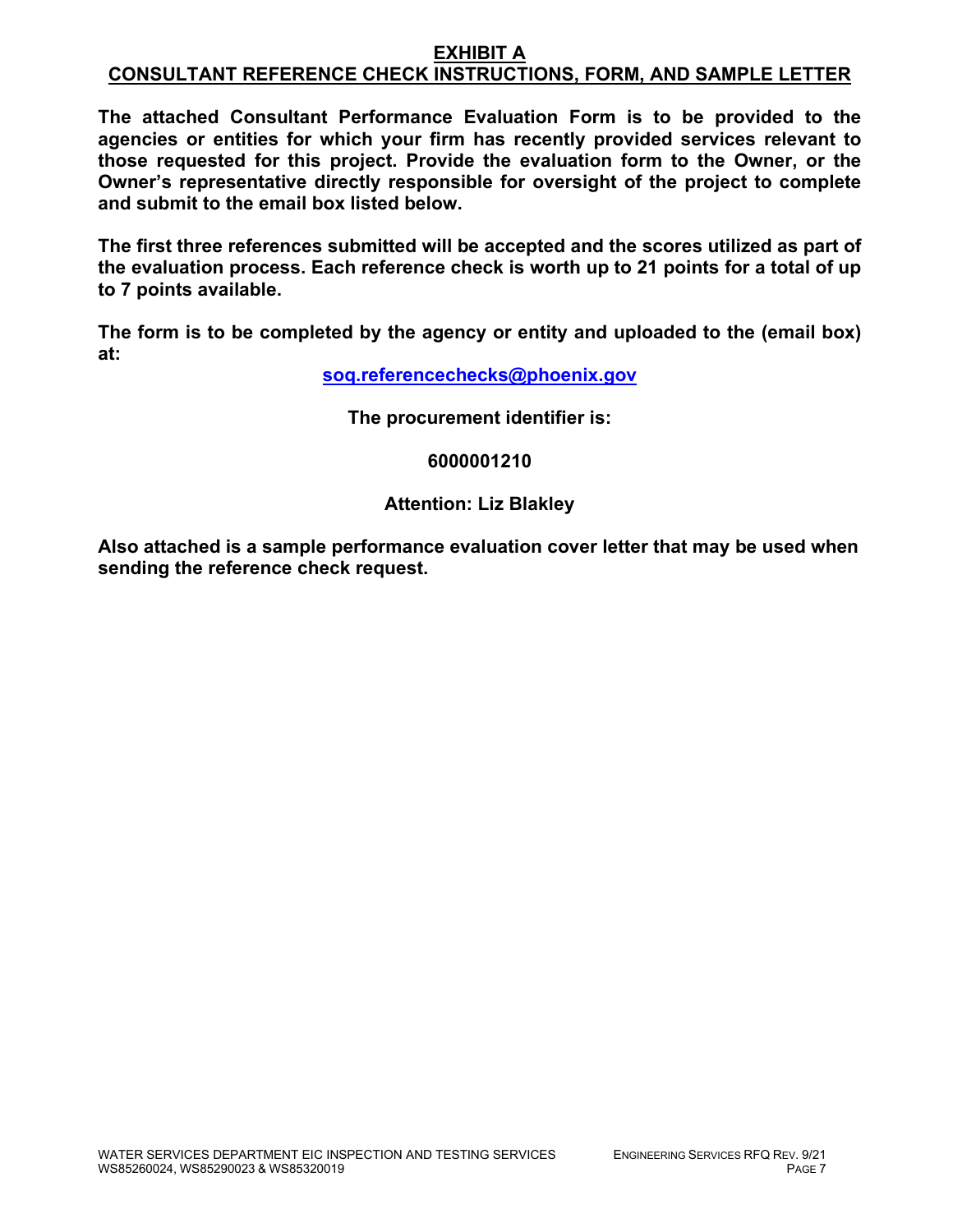# EXHIBIT A
## CONSULTANT REFERENCE CHECK INSTRUCTIONS, FORM, AND SAMPLE LETTER

**The attached Consultant Performance Evaluation Form is to be provided to the agencies or entities for which your firm has recently provided services relevant to those requested for this project. Provide the evaluation form to the Owner, or the Owner's representative directly responsible for oversight of the project to complete and submit to the email box listed below.**

**The first three references submitted will be accepted and the scores utilized as part of the evaluation process. Each reference check is worth up to 21 points for a total of up to 7 points available.**

**The form is to be completed by the agency or entity and uploaded to the (email box) at:**

**soq.referencechecks@phoenix.gov**

**The procurement identifier is:**

**6000001210**

**Attention: Liz Blakley**

**Also attached is a sample performance evaluation cover letter that may be used when sending the reference check request.**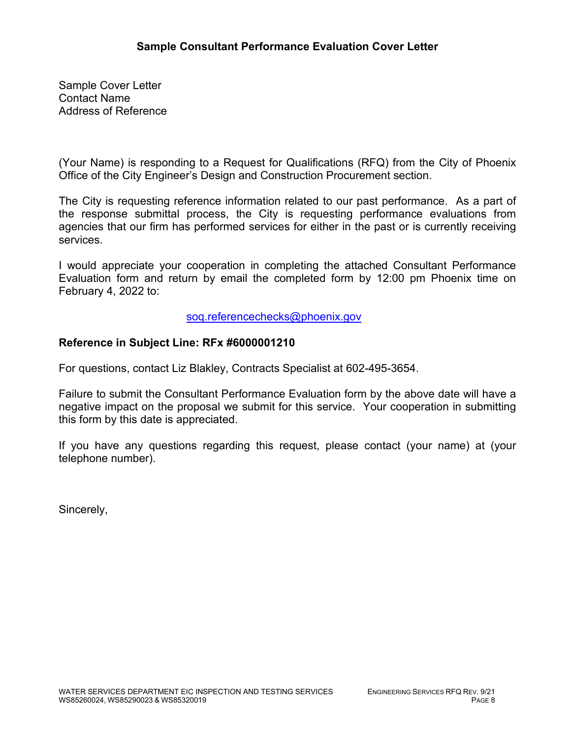## Sample Consultant Performance Evaluation Cover Letter

Sample Cover Letter
Contact Name
Address of Reference

(Your Name) is responding to a Request for Qualifications (RFQ) from the City of Phoenix Office of the City Engineer's Design and Construction Procurement section.

The City is requesting reference information related to our past performance. As a part of the response submittal process, the City is requesting performance evaluations from agencies that our firm has performed services for either in the past or is currently receiving services.

I would appreciate your cooperation in completing the attached Consultant Performance Evaluation form and return by email the completed form by 12:00 pm Phoenix time on February 4, 2022 to:

soq.referencechecks@phoenix.gov

**Reference in Subject Line: RFx #6000001210**

For questions, contact Liz Blakley, Contracts Specialist at 602-495-3654.

Failure to submit the Consultant Performance Evaluation form by the above date will have a negative impact on the proposal we submit for this service. Your cooperation in submitting this form by this date is appreciated.

If you have any questions regarding this request, please contact (your name) at (your telephone number).

Sincerely,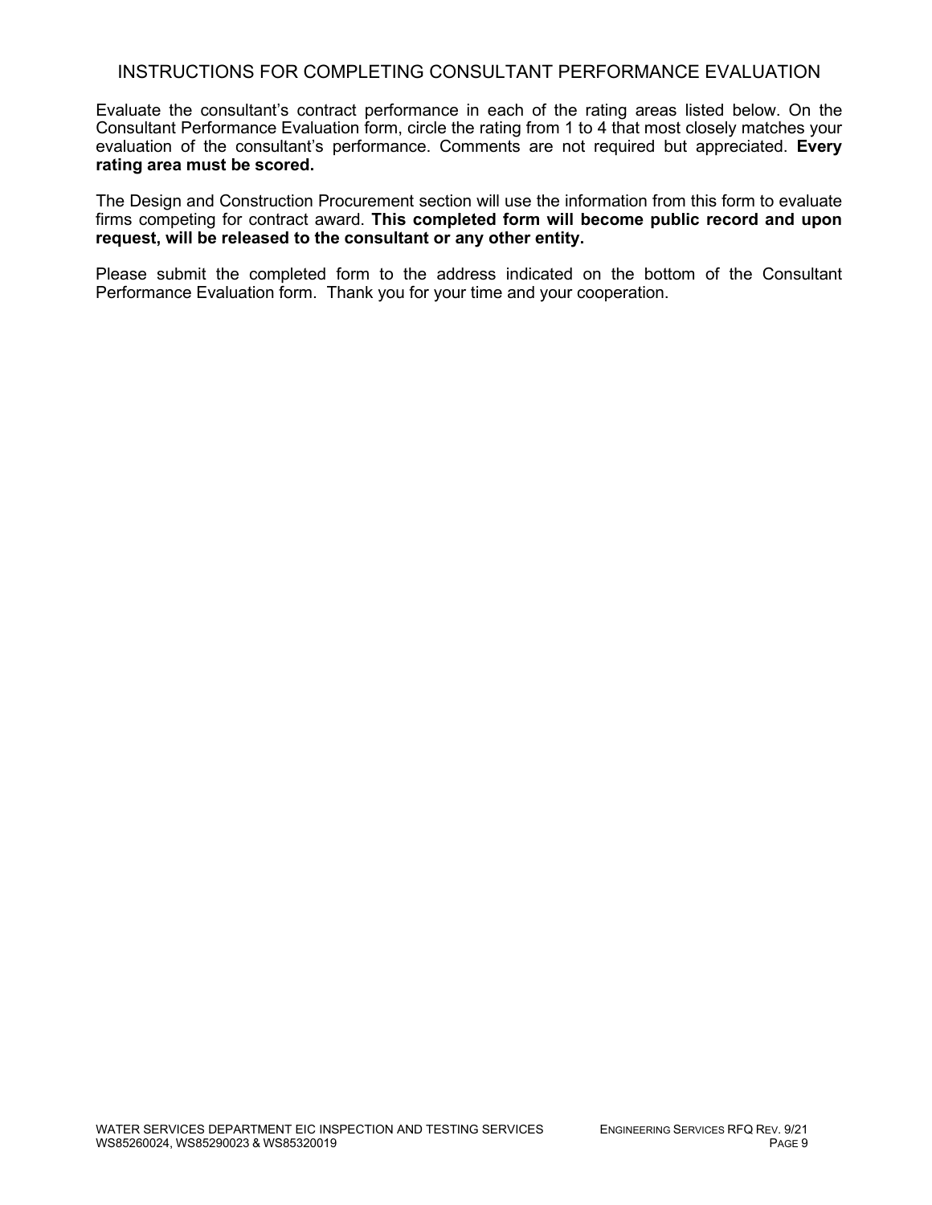## INSTRUCTIONS FOR COMPLETING CONSULTANT PERFORMANCE EVALUATION

Evaluate the consultant's contract performance in each of the rating areas listed below. On the Consultant Performance Evaluation form, circle the rating from 1 to 4 that most closely matches your evaluation of the consultant's performance. Comments are not required but appreciated. **Every rating area must be scored.**

The Design and Construction Procurement section will use the information from this form to evaluate firms competing for contract award. **This completed form will become public record and upon request, will be released to the consultant or any other entity.**

Please submit the completed form to the address indicated on the bottom of the Consultant Performance Evaluation form. Thank you for your time and your cooperation.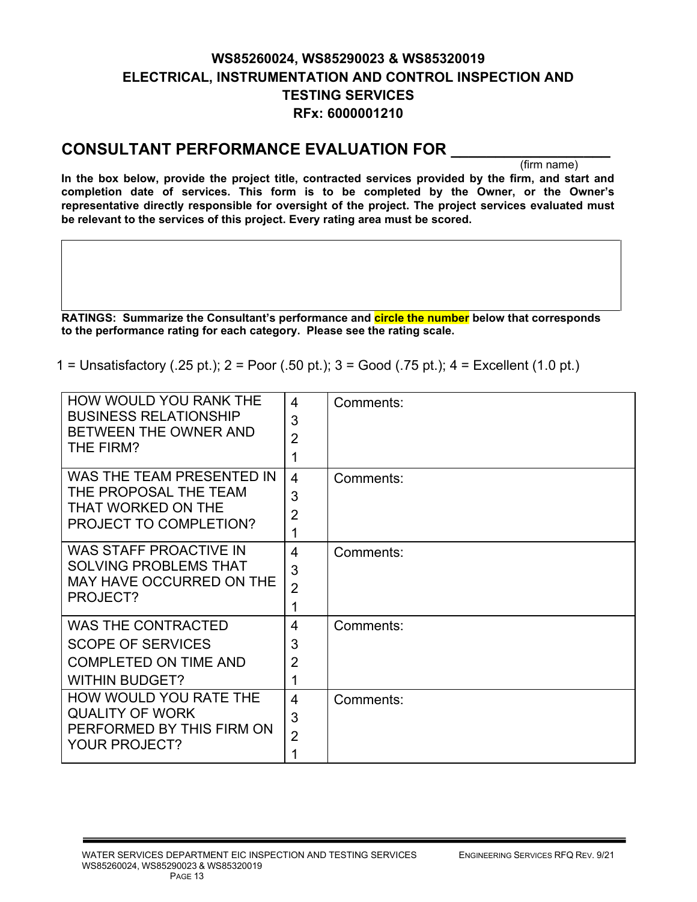**WS85260024, WS85290023 & WS85320019**
**ELECTRICAL, INSTRUMENTATION AND CONTROL INSPECTION AND TESTING SERVICES**
**RFx: 6000001210**

## CONSULTANT PERFORMANCE EVALUATION FOR ___________________

(firm name)

**In the box below, provide the project title, contracted services provided by the firm, and start and completion date of services. This form is to be completed by the Owner, or the Owner's representative directly responsible for oversight of the project. The project services evaluated must be relevant to the services of this project. Every rating area must be scored.**

| |
|---|
| |

**RATINGS: Summarize the Consultant's performance and circle the number below that corresponds to the performance rating for each category. Please see the rating scale.**

1 = Unsatisfactory (.25 pt.); 2 = Poor (.50 pt.); 3 = Good (.75 pt.); 4 = Excellent (1.0 pt.)

| | | |
|---|---|---|
| HOW WOULD YOU RANK THE BUSINESS RELATIONSHIP BETWEEN THE OWNER AND THE FIRM? | 4<br>3<br>2<br>1 | Comments: |
| WAS THE TEAM PRESENTED IN THE PROPOSAL THE TEAM THAT WORKED ON THE PROJECT TO COMPLETION? | 4<br>3<br>2<br>1 | Comments: |
| WAS STAFF PROACTIVE IN SOLVING PROBLEMS THAT MAY HAVE OCCURRED ON THE PROJECT? | 4<br>3<br>2<br>1 | Comments: |
| WAS THE CONTRACTED SCOPE OF SERVICES COMPLETED ON TIME AND WITHIN BUDGET? | 4<br>3<br>2<br>1 | Comments: |
| HOW WOULD YOU RATE THE QUALITY OF WORK PERFORMED BY THIS FIRM ON YOUR PROJECT? | 4<br>3<br>2<br>1 | Comments: |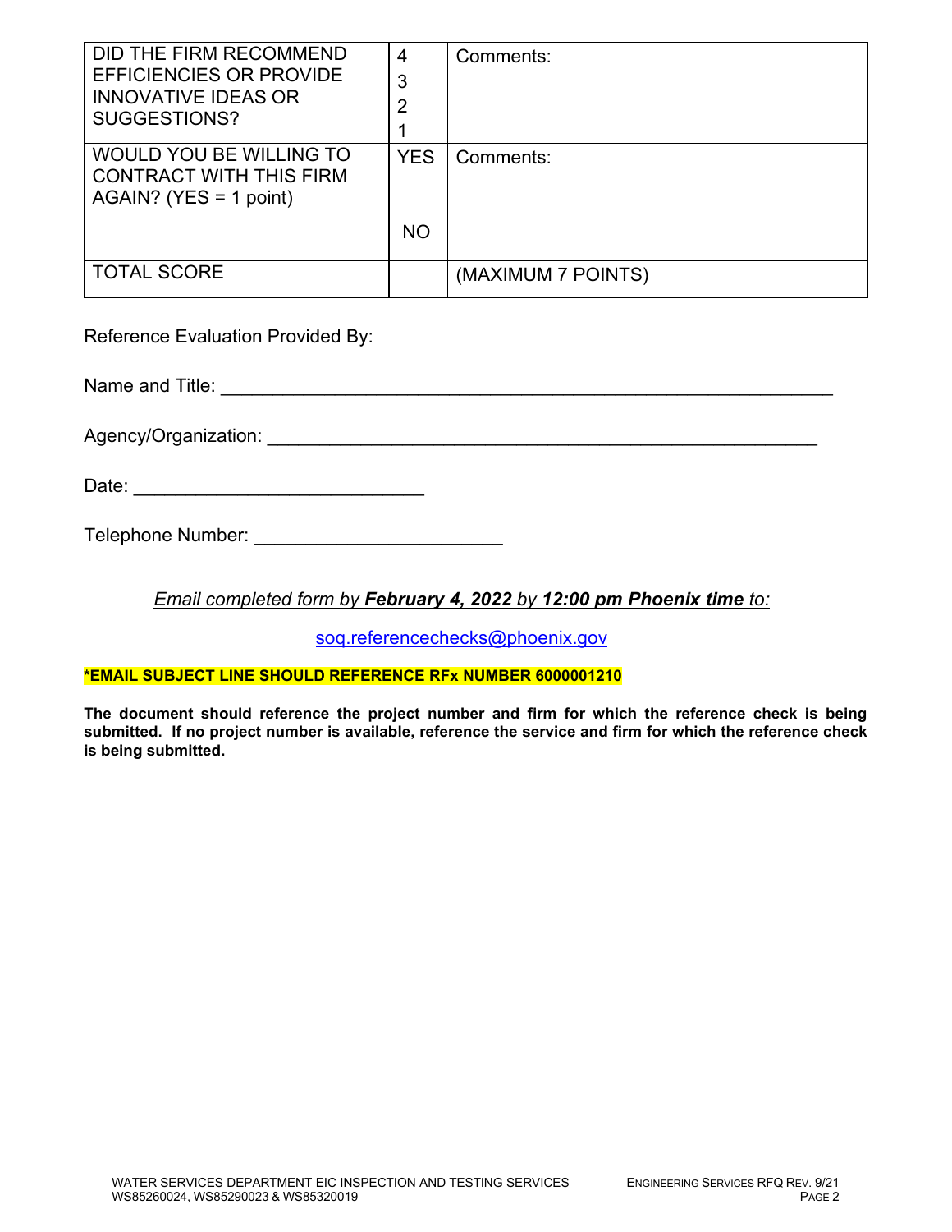| | | |
|---|---|---|
| DID THE FIRM RECOMMEND EFFICIENCIES OR PROVIDE INNOVATIVE IDEAS OR SUGGESTIONS? | 4<br>3<br>2<br>1 | Comments: |
| WOULD YOU BE WILLING TO CONTRACT WITH THIS FIRM AGAIN? (YES = 1 point) | YES<br><br>NO | Comments: |
| TOTAL SCORE | | (MAXIMUM 7 POINTS) |

Reference Evaluation Provided By:

Name and Title: ___________________________________________________________

Agency/Organization: ______________________________________________________

Date: ____________________________

Telephone Number: ________________________

*Email completed form by **February 4, 2022** by **12:00 pm Phoenix time** to:*

soq.referencechecks@phoenix.gov

**\*EMAIL SUBJECT LINE SHOULD REFERENCE RFx NUMBER 6000001210**

**The document should reference the project number and firm for which the reference check is being submitted. If no project number is available, reference the service and firm for which the reference check is being submitted.**